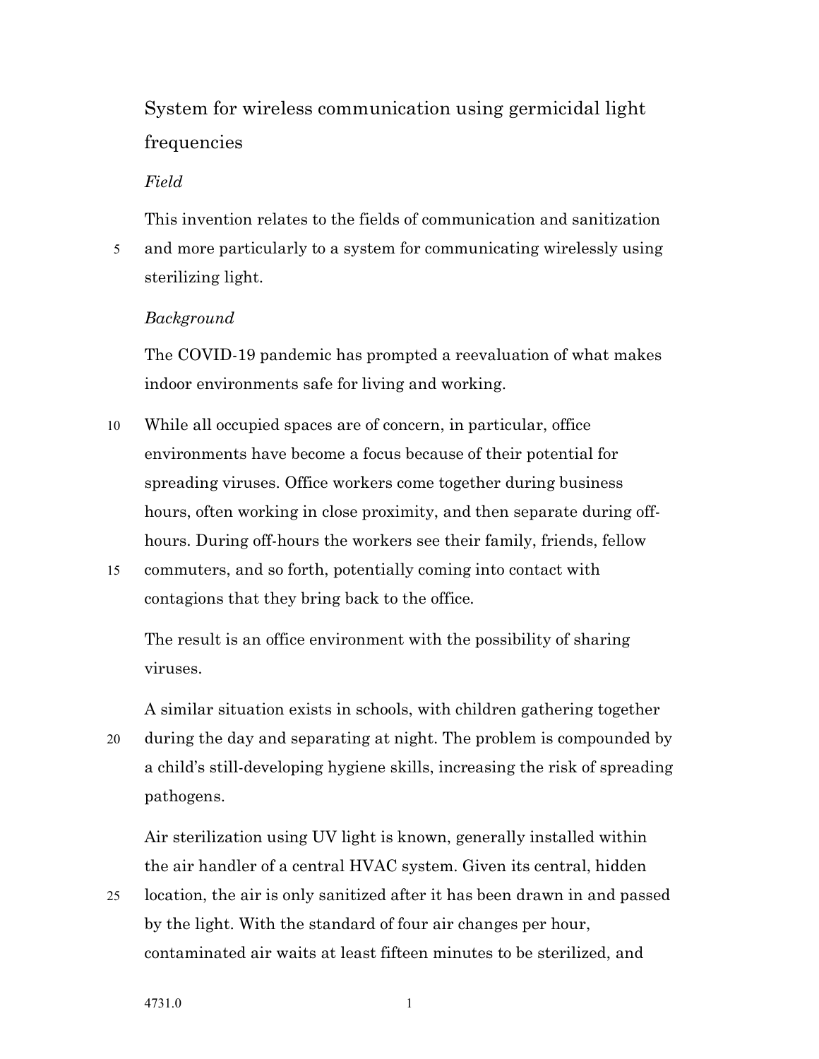# System for wireless communication using germicidal light frequencies

*Field*

This invention relates to the fields of communication and sanitization and more particularly to a system for communicating wirelessly using sterilizing light.

*Background*

The COVID-19 pandemic has prompted a reevaluation of what makes indoor environments safe for living and working.

While all occupied spaces are of concern, in particular, office environments have become a focus because of their potential for spreading viruses. Office workers come together during business hours, often working in close proximity, and then separate during off-hours. During off-hours the workers see their family, friends, fellow commuters, and so forth, potentially coming into contact with contagions that they bring back to the office.

The result is an office environment with the possibility of sharing viruses.

A similar situation exists in schools, with children gathering together during the day and separating at night. The problem is compounded by a child's still-developing hygiene skills, increasing the risk of spreading pathogens.

Air sterilization using UV light is known, generally installed within the air handler of a central HVAC system. Given its central, hidden location, the air is only sanitized after it has been drawn in and passed by the light. With the standard of four air changes per hour, contaminated air waits at least fifteen minutes to be sterilized, and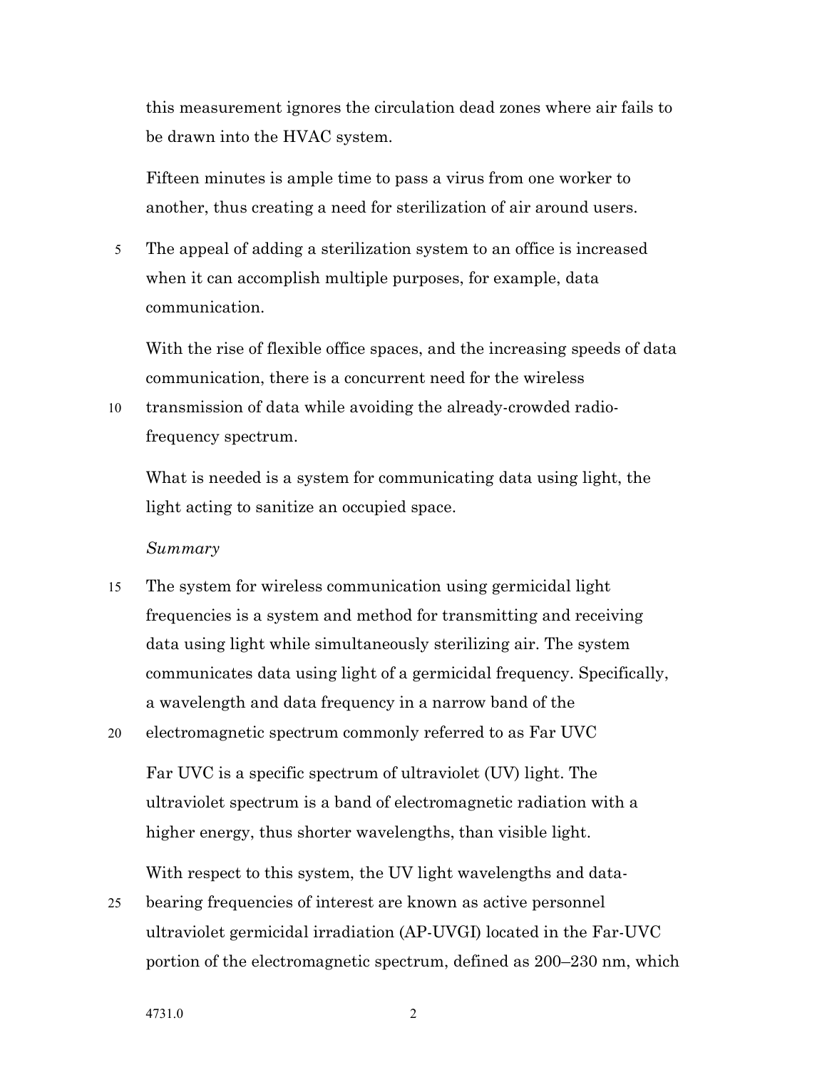this measurement ignores the circulation dead zones where air fails to be drawn into the HVAC system.

Fifteen minutes is ample time to pass a virus from one worker to another, thus creating a need for sterilization of air around users.

The appeal of adding a sterilization system to an office is increased when it can accomplish multiple purposes, for example, data communication.

With the rise of flexible office spaces, and the increasing speeds of data communication, there is a concurrent need for the wireless transmission of data while avoiding the already-crowded radio-frequency spectrum.

What is needed is a system for communicating data using light, the light acting to sanitize an occupied space.

*Summary*

The system for wireless communication using germicidal light frequencies is a system and method for transmitting and receiving data using light while simultaneously sterilizing air. The system communicates data using light of a germicidal frequency. Specifically, a wavelength and data frequency in a narrow band of the electromagnetic spectrum commonly referred to as Far UVC

Far UVC is a specific spectrum of ultraviolet (UV) light. The ultraviolet spectrum is a band of electromagnetic radiation with a higher energy, thus shorter wavelengths, than visible light.

With respect to this system, the UV light wavelengths and data-bearing frequencies of interest are known as active personnel ultraviolet germicidal irradiation (AP-UVGI) located in the Far-UVC portion of the electromagnetic spectrum, defined as 200–230 nm, which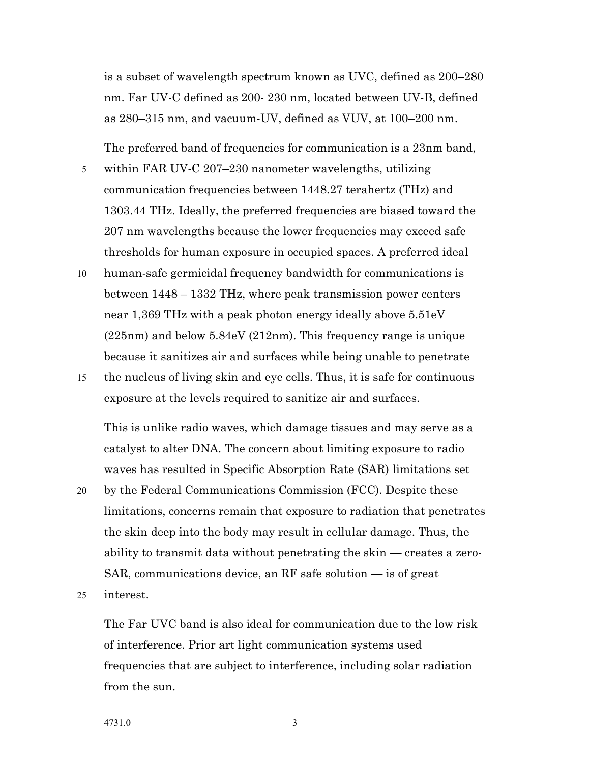is a subset of wavelength spectrum known as UVC, defined as 200–280 nm. Far UV-C defined as 200- 230 nm, located between UV-B, defined as 280–315 nm, and vacuum-UV, defined as VUV, at 100–200 nm.

The preferred band of frequencies for communication is a 23nm band, within FAR UV-C 207–230 nanometer wavelengths, utilizing communication frequencies between 1448.27 terahertz (THz) and 1303.44 THz. Ideally, the preferred frequencies are biased toward the 207 nm wavelengths because the lower frequencies may exceed safe thresholds for human exposure in occupied spaces. A preferred ideal human-safe germicidal frequency bandwidth for communications is between 1448 – 1332 THz, where peak transmission power centers near 1,369 THz with a peak photon energy ideally above 5.51eV (225nm) and below 5.84eV (212nm). This frequency range is unique because it sanitizes air and surfaces while being unable to penetrate the nucleus of living skin and eye cells. Thus, it is safe for continuous exposure at the levels required to sanitize air and surfaces.

This is unlike radio waves, which damage tissues and may serve as a catalyst to alter DNA. The concern about limiting exposure to radio waves has resulted in Specific Absorption Rate (SAR) limitations set by the Federal Communications Commission (FCC). Despite these limitations, concerns remain that exposure to radiation that penetrates the skin deep into the body may result in cellular damage. Thus, the ability to transmit data without penetrating the skin — creates a zero-SAR, communications device, an RF safe solution — is of great interest.

The Far UVC band is also ideal for communication due to the low risk of interference. Prior art light communication systems used frequencies that are subject to interference, including solar radiation from the sun.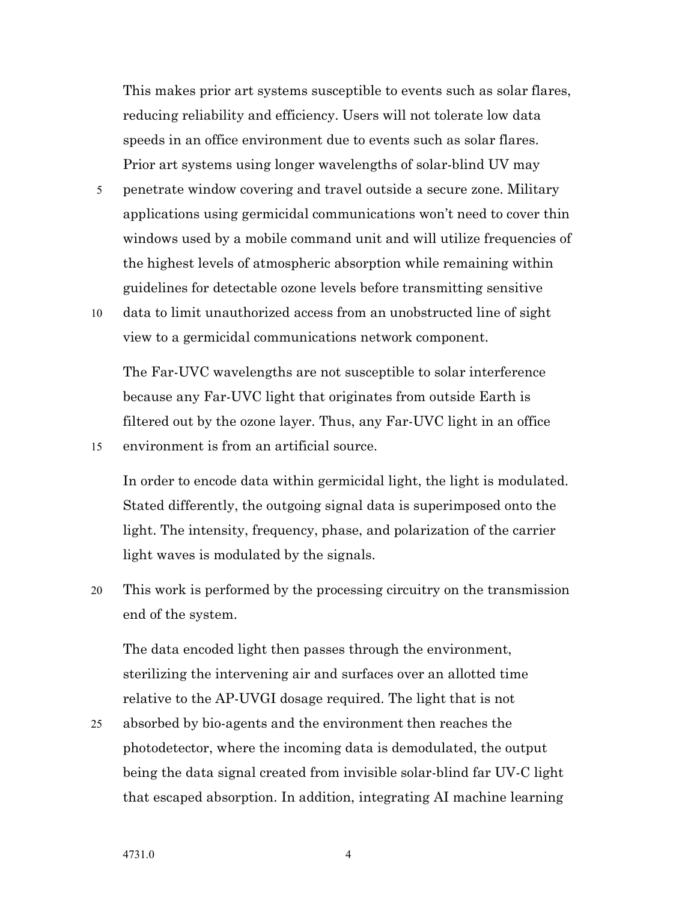This makes prior art systems susceptible to events such as solar flares, reducing reliability and efficiency. Users will not tolerate low data speeds in an office environment due to events such as solar flares. Prior art systems using longer wavelengths of solar-blind UV may penetrate window covering and travel outside a secure zone. Military applications using germicidal communications won't need to cover thin windows used by a mobile command unit and will utilize frequencies of the highest levels of atmospheric absorption while remaining within guidelines for detectable ozone levels before transmitting sensitive data to limit unauthorized access from an unobstructed line of sight view to a germicidal communications network component.

The Far-UVC wavelengths are not susceptible to solar interference because any Far-UVC light that originates from outside Earth is filtered out by the ozone layer. Thus, any Far-UVC light in an office environment is from an artificial source.

In order to encode data within germicidal light, the light is modulated. Stated differently, the outgoing signal data is superimposed onto the light. The intensity, frequency, phase, and polarization of the carrier light waves is modulated by the signals.

This work is performed by the processing circuitry on the transmission end of the system.

The data encoded light then passes through the environment, sterilizing the intervening air and surfaces over an allotted time relative to the AP-UVGI dosage required. The light that is not absorbed by bio-agents and the environment then reaches the photodetector, where the incoming data is demodulated, the output being the data signal created from invisible solar-blind far UV-C light that escaped absorption. In addition, integrating AI machine learning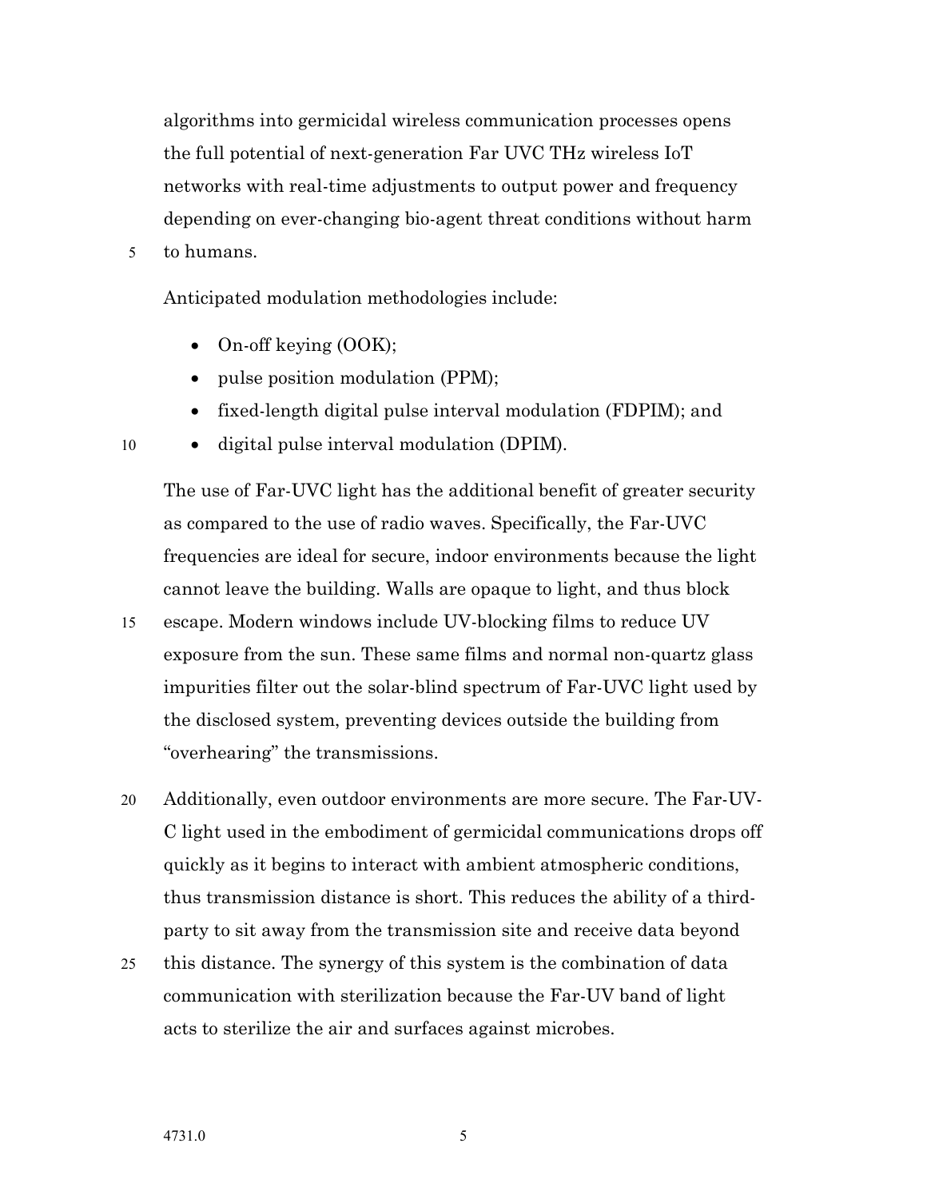algorithms into germicidal wireless communication processes opens the full potential of next-generation Far UVC THz wireless IoT networks with real-time adjustments to output power and frequency depending on ever-changing bio-agent threat conditions without harm to humans.

Anticipated modulation methodologies include:

- On-off keying (OOK);
- pulse position modulation (PPM);
- fixed-length digital pulse interval modulation (FDPIM); and
- digital pulse interval modulation (DPIM).

The use of Far-UVC light has the additional benefit of greater security as compared to the use of radio waves. Specifically, the Far-UVC frequencies are ideal for secure, indoor environments because the light cannot leave the building. Walls are opaque to light, and thus block escape. Modern windows include UV-blocking films to reduce UV exposure from the sun. These same films and normal non-quartz glass impurities filter out the solar-blind spectrum of Far-UVC light used by the disclosed system, preventing devices outside the building from "overhearing" the transmissions.

Additionally, even outdoor environments are more secure. The Far-UV-C light used in the embodiment of germicidal communications drops off quickly as it begins to interact with ambient atmospheric conditions, thus transmission distance is short. This reduces the ability of a third-party to sit away from the transmission site and receive data beyond this distance. The synergy of this system is the combination of data communication with sterilization because the Far-UV band of light acts to sterilize the air and surfaces against microbes.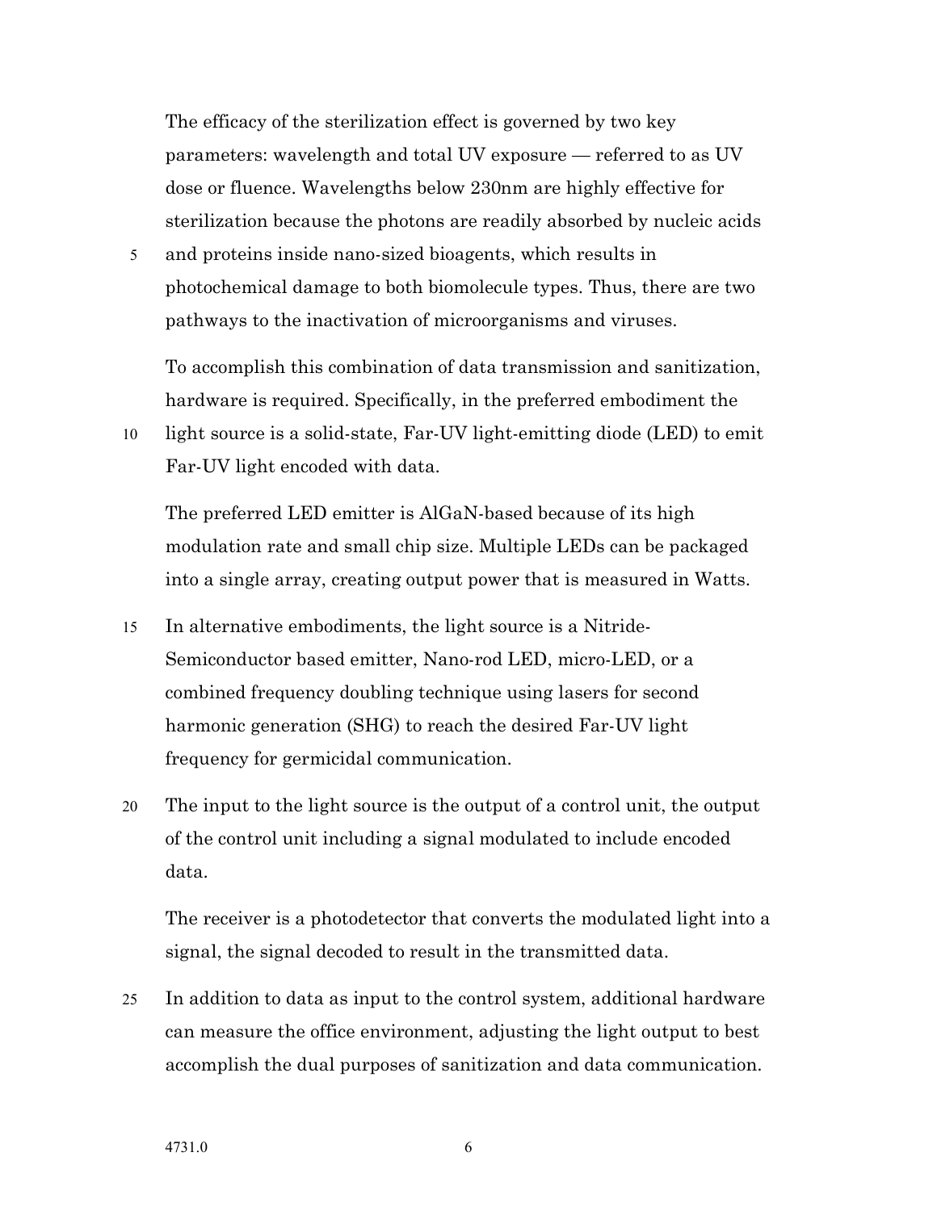The efficacy of the sterilization effect is governed by two key parameters: wavelength and total UV exposure — referred to as UV dose or fluence. Wavelengths below 230nm are highly effective for sterilization because the photons are readily absorbed by nucleic acids and proteins inside nano-sized bioagents, which results in photochemical damage to both biomolecule types. Thus, there are two pathways to the inactivation of microorganisms and viruses.

To accomplish this combination of data transmission and sanitization, hardware is required. Specifically, in the preferred embodiment the light source is a solid-state, Far-UV light-emitting diode (LED) to emit Far-UV light encoded with data.

The preferred LED emitter is AlGaN-based because of its high modulation rate and small chip size. Multiple LEDs can be packaged into a single array, creating output power that is measured in Watts.

In alternative embodiments, the light source is a Nitride-Semiconductor based emitter, Nano-rod LED, micro-LED, or a combined frequency doubling technique using lasers for second harmonic generation (SHG) to reach the desired Far-UV light frequency for germicidal communication.

The input to the light source is the output of a control unit, the output of the control unit including a signal modulated to include encoded data.

The receiver is a photodetector that converts the modulated light into a signal, the signal decoded to result in the transmitted data.

In addition to data as input to the control system, additional hardware can measure the office environment, adjusting the light output to best accomplish the dual purposes of sanitization and data communication.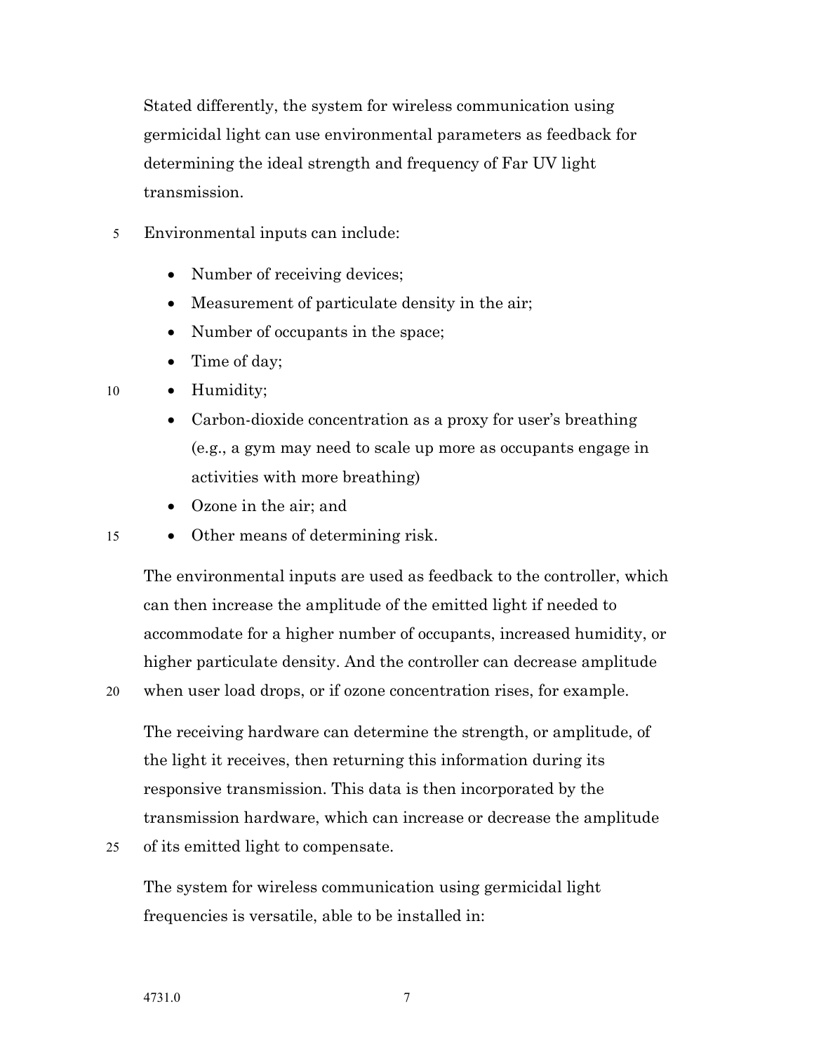Stated differently, the system for wireless communication using germicidal light can use environmental parameters as feedback for determining the ideal strength and frequency of Far UV light transmission.

Environmental inputs can include:

- Number of receiving devices;
- Measurement of particulate density in the air;
- Number of occupants in the space;
- Time of day;
- Humidity;
- Carbon-dioxide concentration as a proxy for user's breathing (e.g., a gym may need to scale up more as occupants engage in activities with more breathing)
- Ozone in the air; and
- Other means of determining risk.

The environmental inputs are used as feedback to the controller, which can then increase the amplitude of the emitted light if needed to accommodate for a higher number of occupants, increased humidity, or higher particulate density. And the controller can decrease amplitude when user load drops, or if ozone concentration rises, for example.

The receiving hardware can determine the strength, or amplitude, of the light it receives, then returning this information during its responsive transmission. This data is then incorporated by the transmission hardware, which can increase or decrease the amplitude of its emitted light to compensate.

The system for wireless communication using germicidal light frequencies is versatile, able to be installed in: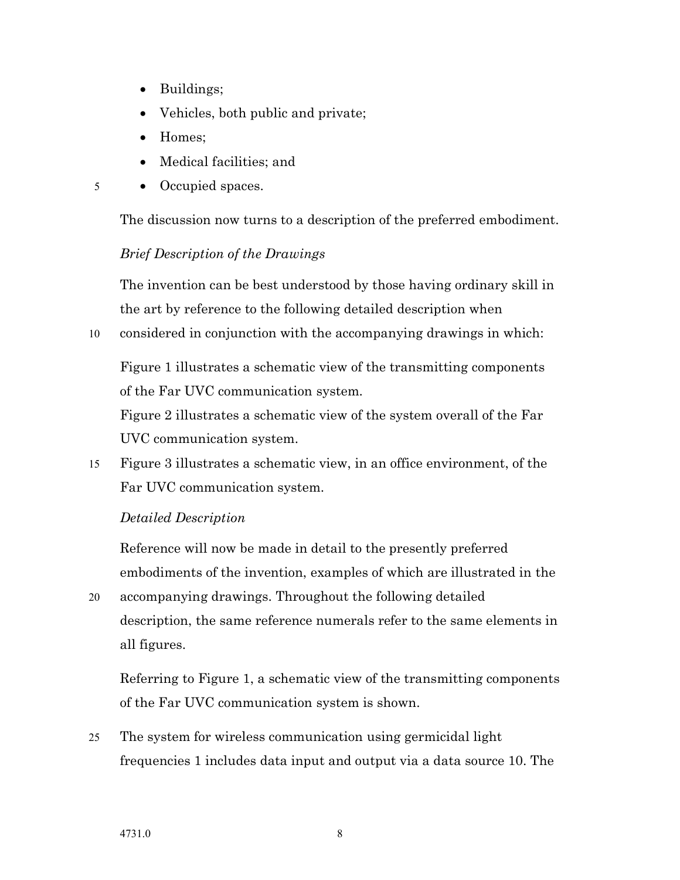- Buildings;
- Vehicles, both public and private;
- Homes;
- Medical facilities; and
- Occupied spaces.

The discussion now turns to a description of the preferred embodiment.

*Brief Description of the Drawings*

The invention can be best understood by those having ordinary skill in the art by reference to the following detailed description when considered in conjunction with the accompanying drawings in which:

Figure 1 illustrates a schematic view of the transmitting components of the Far UVC communication system.
Figure 2 illustrates a schematic view of the system overall of the Far UVC communication system.
Figure 3 illustrates a schematic view, in an office environment, of the Far UVC communication system.

*Detailed Description*

Reference will now be made in detail to the presently preferred embodiments of the invention, examples of which are illustrated in the accompanying drawings. Throughout the following detailed description, the same reference numerals refer to the same elements in all figures.

Referring to Figure 1, a schematic view of the transmitting components of the Far UVC communication system is shown.

The system for wireless communication using germicidal light frequencies 1 includes data input and output via a data source 10. The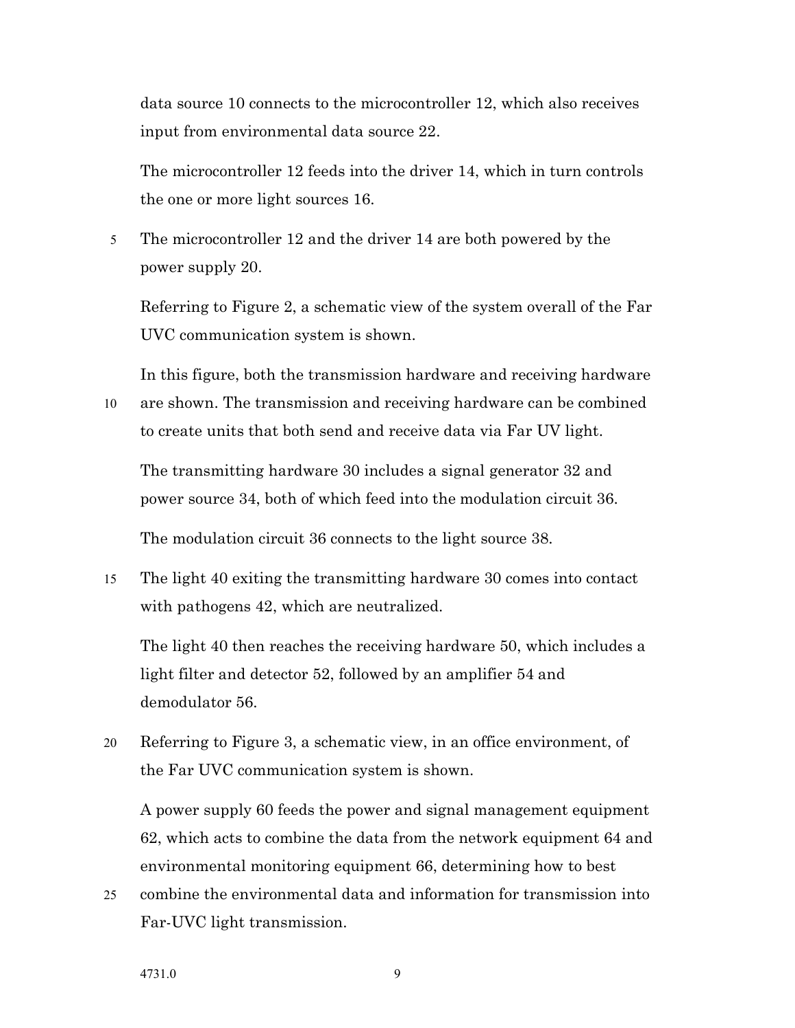data source 10 connects to the microcontroller 12, which also receives input from environmental data source 22.

The microcontroller 12 feeds into the driver 14, which in turn controls the one or more light sources 16.

The microcontroller 12 and the driver 14 are both powered by the power supply 20.

Referring to Figure 2, a schematic view of the system overall of the Far UVC communication system is shown.

In this figure, both the transmission hardware and receiving hardware are shown. The transmission and receiving hardware can be combined to create units that both send and receive data via Far UV light.

The transmitting hardware 30 includes a signal generator 32 and power source 34, both of which feed into the modulation circuit 36.

The modulation circuit 36 connects to the light source 38.

The light 40 exiting the transmitting hardware 30 comes into contact with pathogens 42, which are neutralized.

The light 40 then reaches the receiving hardware 50, which includes a light filter and detector 52, followed by an amplifier 54 and demodulator 56.

Referring to Figure 3, a schematic view, in an office environment, of the Far UVC communication system is shown.

A power supply 60 feeds the power and signal management equipment 62, which acts to combine the data from the network equipment 64 and environmental monitoring equipment 66, determining how to best combine the environmental data and information for transmission into Far-UVC light transmission.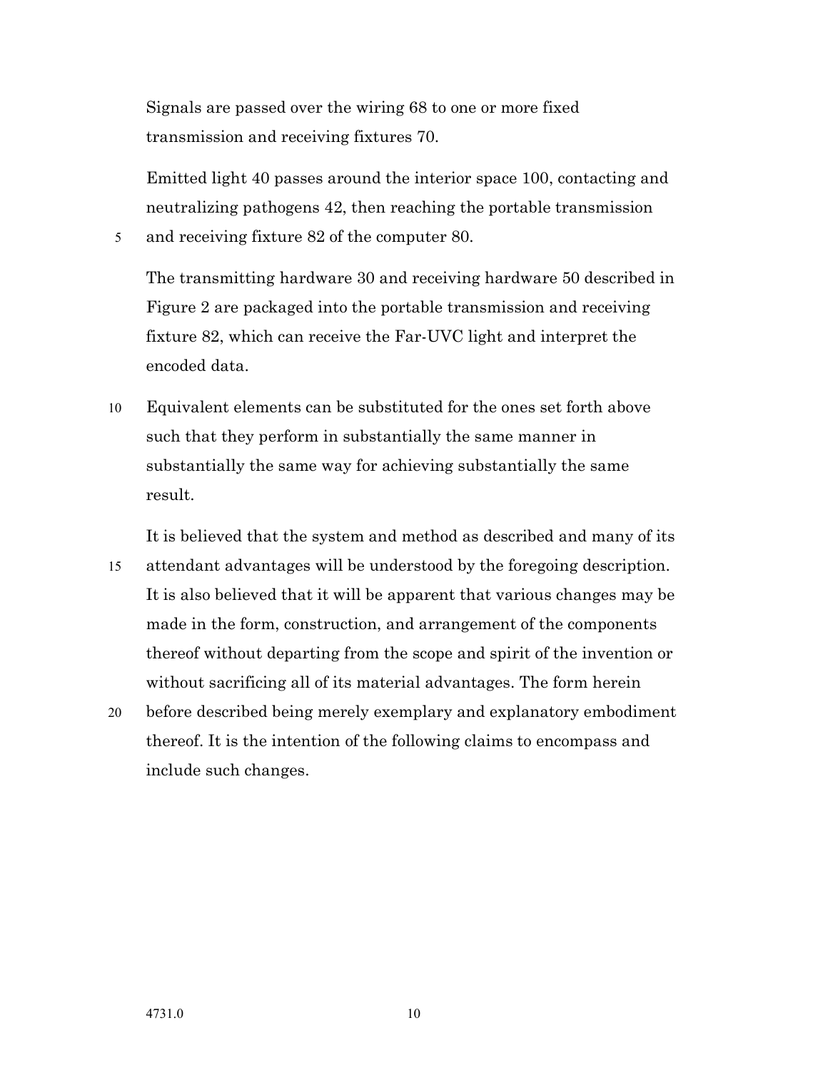Signals are passed over the wiring 68 to one or more fixed transmission and receiving fixtures 70.

Emitted light 40 passes around the interior space 100, contacting and neutralizing pathogens 42, then reaching the portable transmission and receiving fixture 82 of the computer 80.

The transmitting hardware 30 and receiving hardware 50 described in Figure 2 are packaged into the portable transmission and receiving fixture 82, which can receive the Far-UVC light and interpret the encoded data.

Equivalent elements can be substituted for the ones set forth above such that they perform in substantially the same manner in substantially the same way for achieving substantially the same result.

It is believed that the system and method as described and many of its attendant advantages will be understood by the foregoing description. It is also believed that it will be apparent that various changes may be made in the form, construction, and arrangement of the components thereof without departing from the scope and spirit of the invention or without sacrificing all of its material advantages. The form herein before described being merely exemplary and explanatory embodiment thereof. It is the intention of the following claims to encompass and include such changes.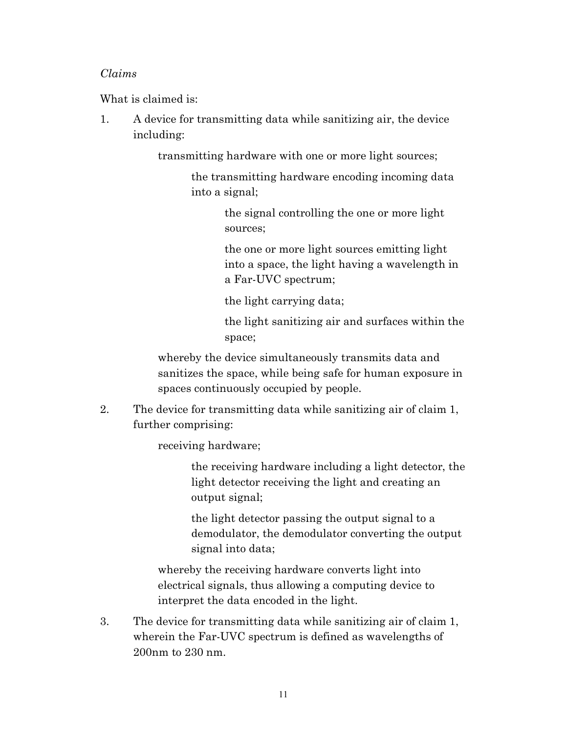*Claims*

What is claimed is:

1. A device for transmitting data while sanitizing air, the device including:

    transmitting hardware with one or more light sources;

    > the transmitting hardware encoding incoming data into a signal;
    >
    > > the signal controlling the one or more light sources;
    > >
    > > the one or more light sources emitting light into a space, the light having a wavelength in a Far-UVC spectrum;
    > >
    > > the light carrying data;
    > >
    > > the light sanitizing air and surfaces within the space;

    whereby the device simultaneously transmits data and sanitizes the space, while being safe for human exposure in spaces continuously occupied by people.

2. The device for transmitting data while sanitizing air of claim 1, further comprising:

    receiving hardware;

    > the receiving hardware including a light detector, the light detector receiving the light and creating an output signal;
    >
    > the light detector passing the output signal to a demodulator, the demodulator converting the output signal into data;

    whereby the receiving hardware converts light into electrical signals, thus allowing a computing device to interpret the data encoded in the light.

3. The device for transmitting data while sanitizing air of claim 1, wherein the Far-UVC spectrum is defined as wavelengths of 200nm to 230 nm.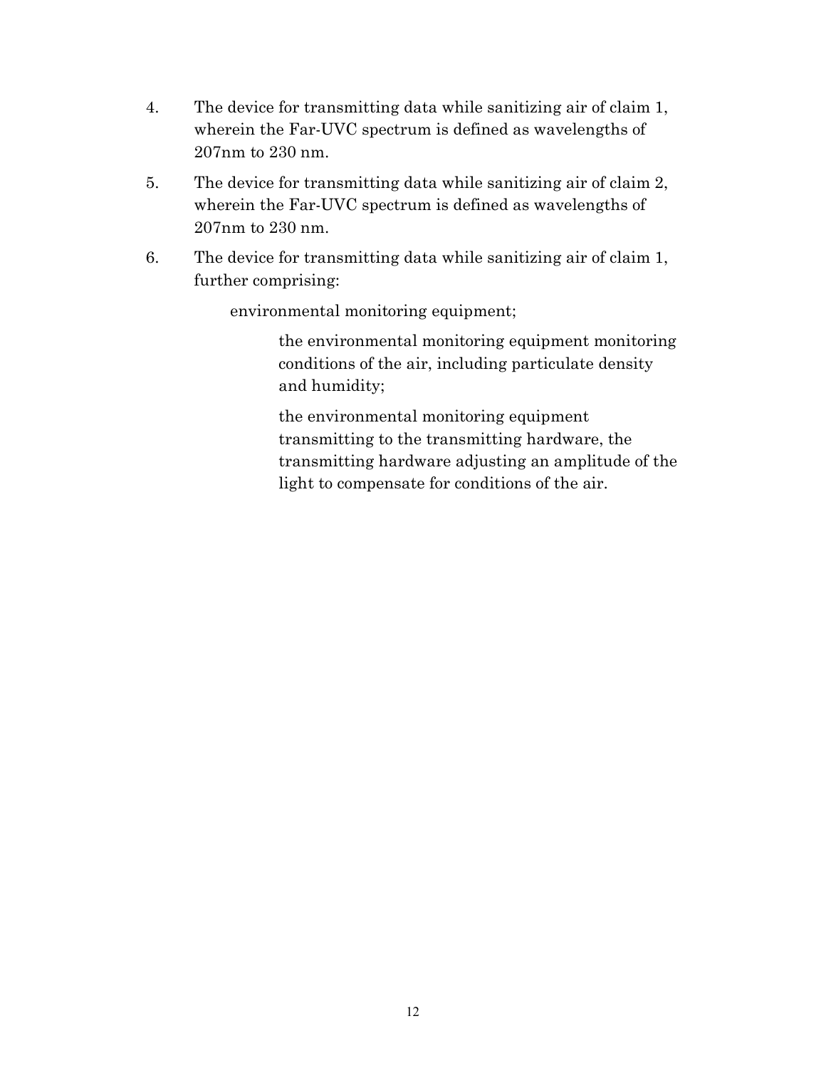4. The device for transmitting data while sanitizing air of claim 1, wherein the Far-UVC spectrum is defined as wavelengths of 207nm to 230 nm.

5. The device for transmitting data while sanitizing air of claim 2, wherein the Far-UVC spectrum is defined as wavelengths of 207nm to 230 nm.

6. The device for transmitting data while sanitizing air of claim 1, further comprising:

   environmental monitoring equipment;

      the environmental monitoring equipment monitoring conditions of the air, including particulate density and humidity;

      the environmental monitoring equipment transmitting to the transmitting hardware, the transmitting hardware adjusting an amplitude of the light to compensate for conditions of the air.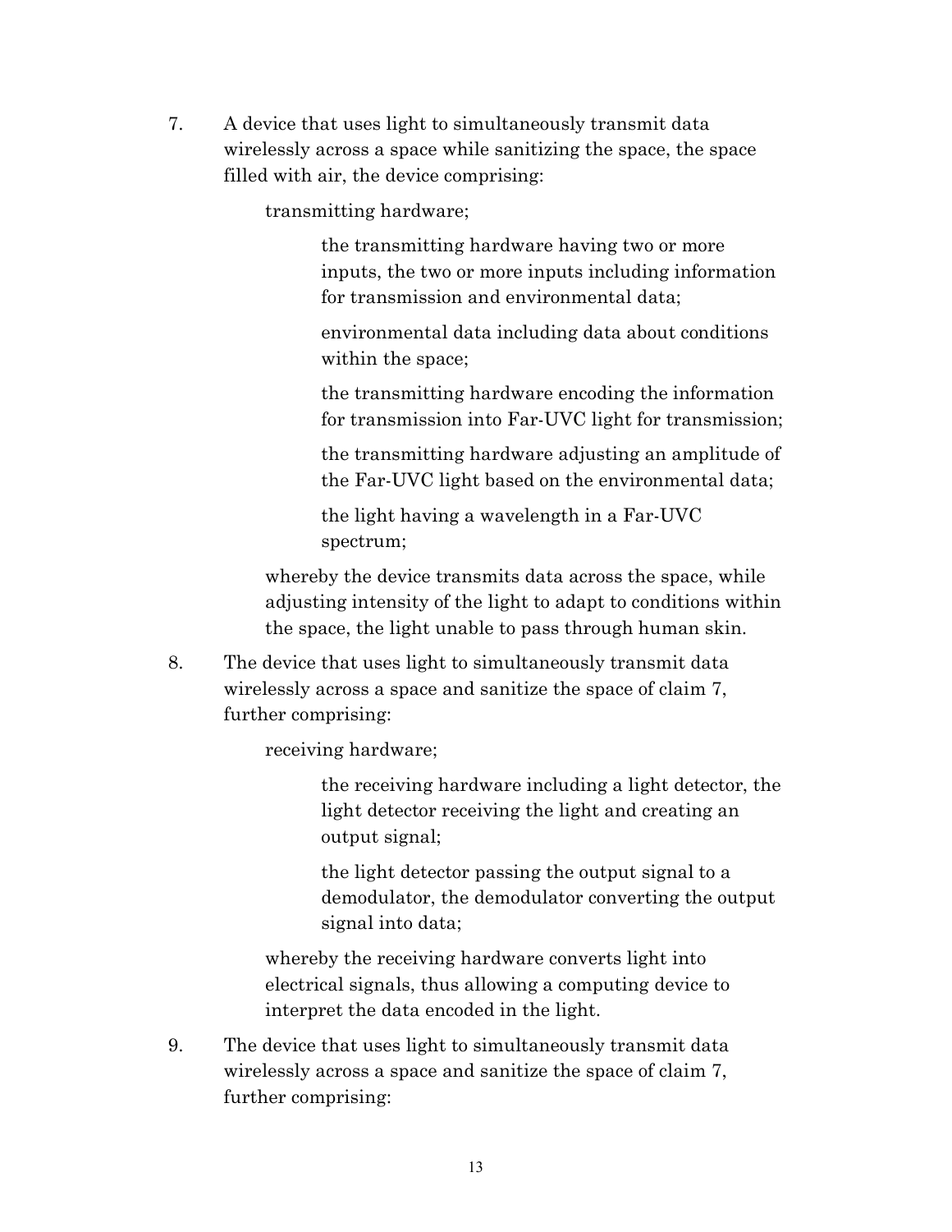7. A device that uses light to simultaneously transmit data wirelessly across a space while sanitizing the space, the space filled with air, the device comprising:

    transmitting hardware;

        the transmitting hardware having two or more inputs, the two or more inputs including information for transmission and environmental data;

        environmental data including data about conditions within the space;

        the transmitting hardware encoding the information for transmission into Far-UVC light for transmission;

        the transmitting hardware adjusting an amplitude of the Far-UVC light based on the environmental data;

        the light having a wavelength in a Far-UVC spectrum;

    whereby the device transmits data across the space, while adjusting intensity of the light to adapt to conditions within the space, the light unable to pass through human skin.

8. The device that uses light to simultaneously transmit data wirelessly across a space and sanitize the space of claim 7, further comprising:

    receiving hardware;

        the receiving hardware including a light detector, the light detector receiving the light and creating an output signal;

        the light detector passing the output signal to a demodulator, the demodulator converting the output signal into data;

    whereby the receiving hardware converts light into electrical signals, thus allowing a computing device to interpret the data encoded in the light.

9. The device that uses light to simultaneously transmit data wirelessly across a space and sanitize the space of claim 7, further comprising: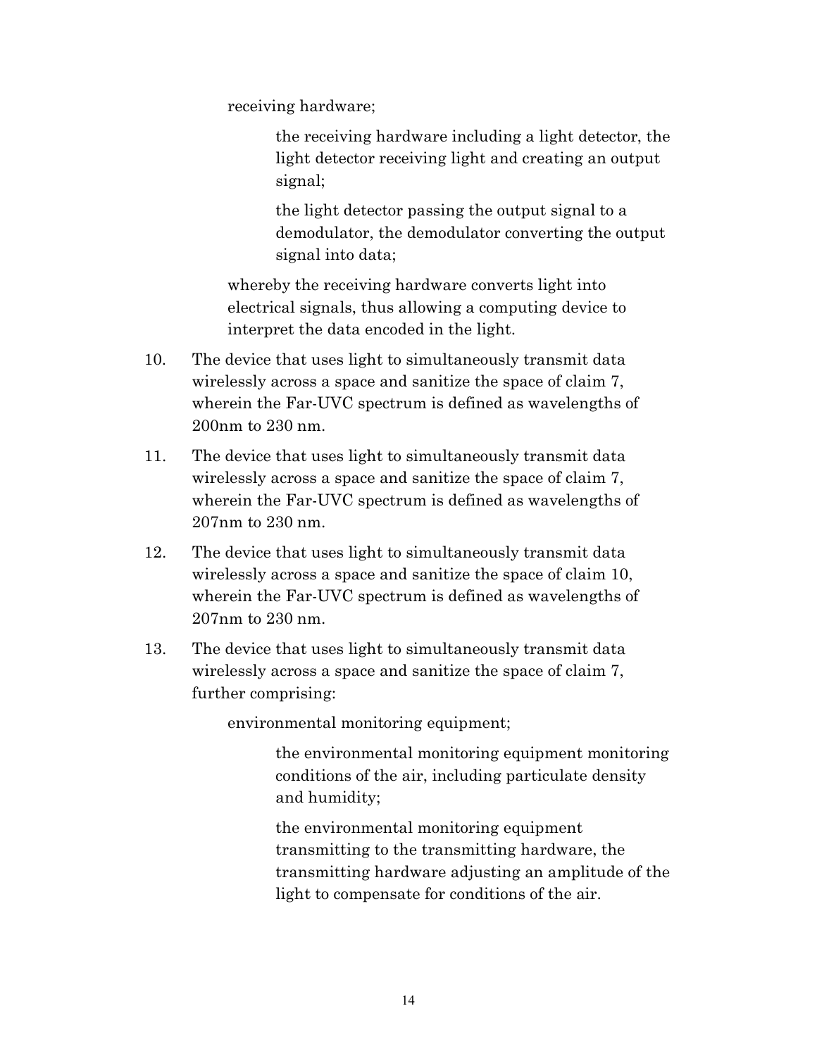receiving hardware;

> the receiving hardware including a light detector, the light detector receiving light and creating an output signal;
>
> the light detector passing the output signal to a demodulator, the demodulator converting the output signal into data;

whereby the receiving hardware converts light into electrical signals, thus allowing a computing device to interpret the data encoded in the light.

10. The device that uses light to simultaneously transmit data wirelessly across a space and sanitize the space of claim 7, wherein the Far-UVC spectrum is defined as wavelengths of 200nm to 230 nm.

11. The device that uses light to simultaneously transmit data wirelessly across a space and sanitize the space of claim 7, wherein the Far-UVC spectrum is defined as wavelengths of 207nm to 230 nm.

12. The device that uses light to simultaneously transmit data wirelessly across a space and sanitize the space of claim 10, wherein the Far-UVC spectrum is defined as wavelengths of 207nm to 230 nm.

13. The device that uses light to simultaneously transmit data wirelessly across a space and sanitize the space of claim 7, further comprising:

    environmental monitoring equipment;

    > the environmental monitoring equipment monitoring conditions of the air, including particulate density and humidity;
    >
    > the environmental monitoring equipment transmitting to the transmitting hardware, the transmitting hardware adjusting an amplitude of the light to compensate for conditions of the air.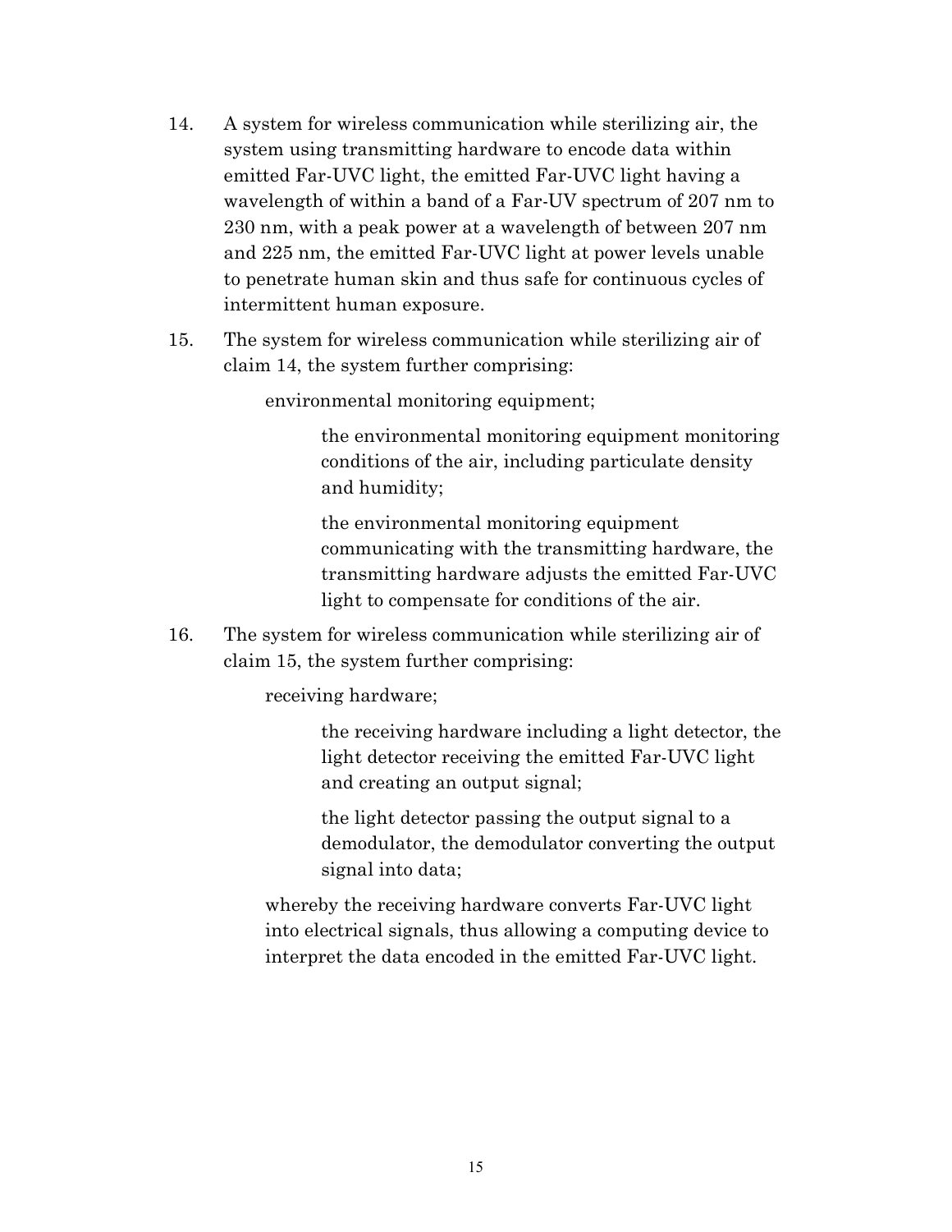14. A system for wireless communication while sterilizing air, the system using transmitting hardware to encode data within emitted Far-UVC light, the emitted Far-UVC light having a wavelength of within a band of a Far-UV spectrum of 207 nm to 230 nm, with a peak power at a wavelength of between 207 nm and 225 nm, the emitted Far-UVC light at power levels unable to penetrate human skin and thus safe for continuous cycles of intermittent human exposure.

15. The system for wireless communication while sterilizing air of claim 14, the system further comprising:

    environmental monitoring equipment;

        the environmental monitoring equipment monitoring conditions of the air, including particulate density and humidity;

        the environmental monitoring equipment communicating with the transmitting hardware, the transmitting hardware adjusts the emitted Far-UVC light to compensate for conditions of the air.

16. The system for wireless communication while sterilizing air of claim 15, the system further comprising:

    receiving hardware;

        the receiving hardware including a light detector, the light detector receiving the emitted Far-UVC light and creating an output signal;

        the light detector passing the output signal to a demodulator, the demodulator converting the output signal into data;

    whereby the receiving hardware converts Far-UVC light into electrical signals, thus allowing a computing device to interpret the data encoded in the emitted Far-UVC light.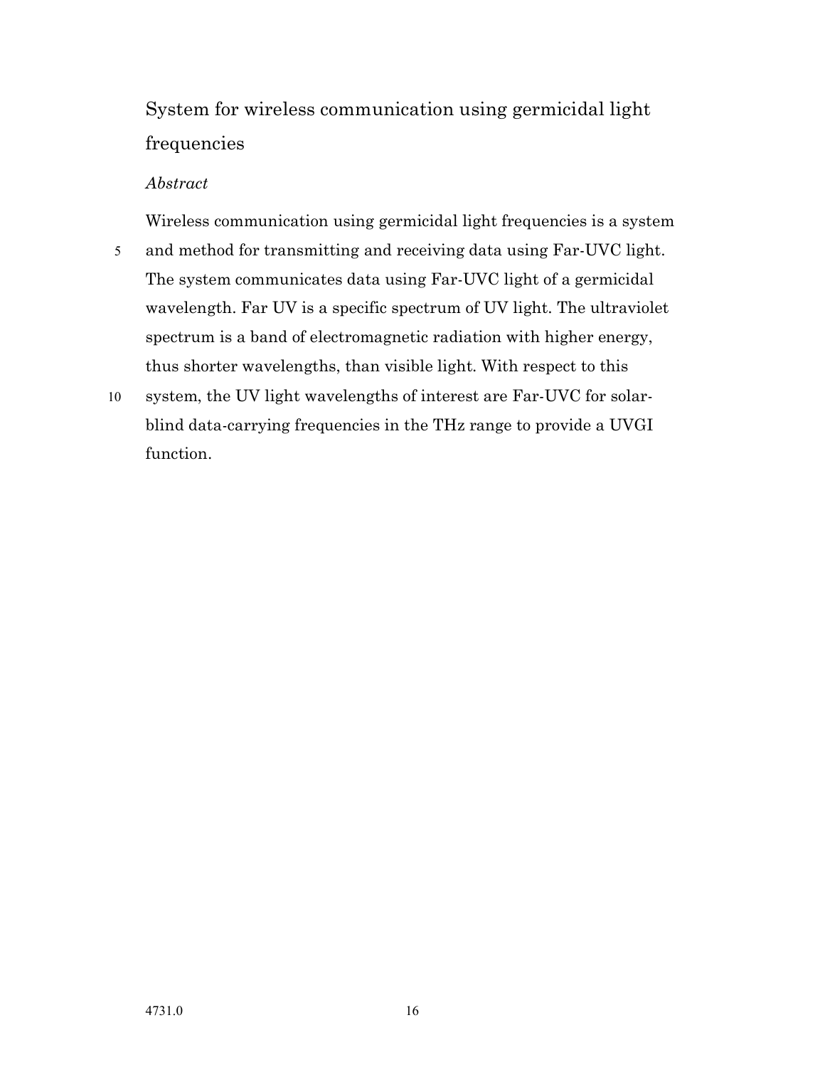# System for wireless communication using germicidal light frequencies

*Abstract*

Wireless communication using germicidal light frequencies is a system and method for transmitting and receiving data using Far-UVC light. The system communicates data using Far-UVC light of a germicidal wavelength. Far UV is a specific spectrum of UV light. The ultraviolet spectrum is a band of electromagnetic radiation with higher energy, thus shorter wavelengths, than visible light. With respect to this system, the UV light wavelengths of interest are Far-UVC for solar-blind data-carrying frequencies in the THz range to provide a UVGI function.